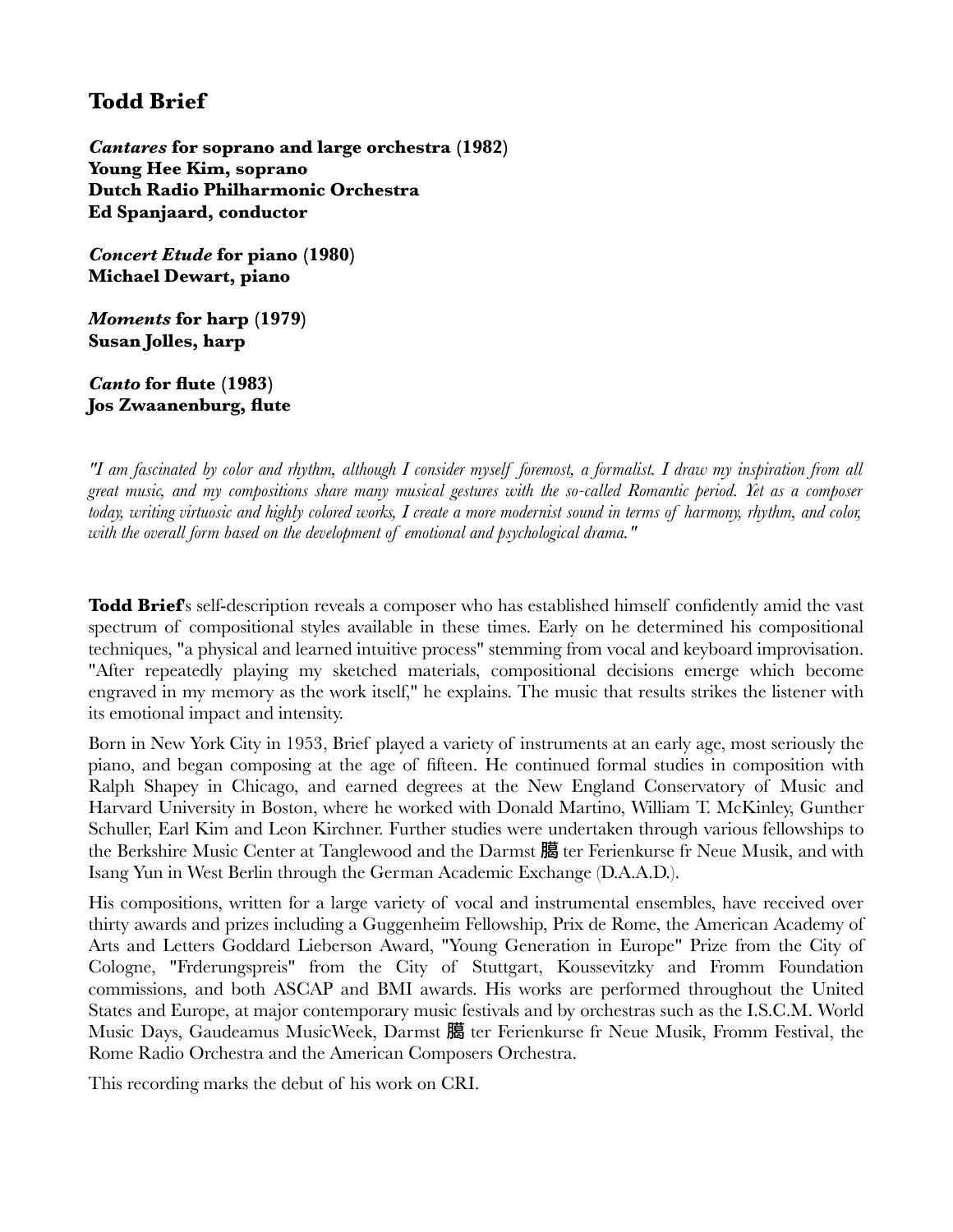## Todd Brief

***Cantares*** **for soprano and large orchestra (1982)**
**Young Hee Kim, soprano**
**Dutch Radio Philharmonic Orchestra**
**Ed Spanjaard, conductor**

***Concert Etude*** **for piano (1980)**
**Michael Dewart, piano**

***Moments*** **for harp (1979)**
**Susan Jolles, harp**

***Canto*** **for flute (1983)**
**Jos Zwaanenburg, flute**

*"I am fascinated by color and rhythm, although I consider myself foremost, a formalist. I draw my inspiration from all great music, and my compositions share many musical gestures with the so-called Romantic period. Yet as a composer today, writing virtuosic and highly colored works, I create a more modernist sound in terms of harmony, rhythm, and color, with the overall form based on the development of emotional and psychological drama."*

**Todd Brief**'s self-description reveals a composer who has established himself confidently amid the vast spectrum of compositional styles available in these times. Early on he determined his compositional techniques, "a physical and learned intuitive process" stemming from vocal and keyboard improvisation. "After repeatedly playing my sketched materials, compositional decisions emerge which become engraved in my memory as the work itself," he explains. The music that results strikes the listener with its emotional impact and intensity.

Born in New York City in 1953, Brief played a variety of instruments at an early age, most seriously the piano, and began composing at the age of fifteen. He continued formal studies in composition with Ralph Shapey in Chicago, and earned degrees at the New England Conservatory of Music and Harvard University in Boston, where he worked with Donald Martino, William T. McKinley, Gunther Schuller, Earl Kim and Leon Kirchner. Further studies were undertaken through various fellowships to the Berkshire Music Center at Tanglewood and the Darmst 膅 ter Ferienkurse fr Neue Musik, and with Isang Yun in West Berlin through the German Academic Exchange (D.A.A.D.).

His compositions, written for a large variety of vocal and instrumental ensembles, have received over thirty awards and prizes including a Guggenheim Fellowship, Prix de Rome, the American Academy of Arts and Letters Goddard Lieberson Award, "Young Generation in Europe" Prize from the City of Cologne, "Frderungspreis" from the City of Stuttgart, Koussevitzky and Fromm Foundation commissions, and both ASCAP and BMI awards. His works are performed throughout the United States and Europe, at major contemporary music festivals and by orchestras such as the I.S.C.M. World Music Days, Gaudeamus MusicWeek, Darmst 膅 ter Ferienkurse fr Neue Musik, Fromm Festival, the Rome Radio Orchestra and the American Composers Orchestra.

This recording marks the debut of his work on CRI.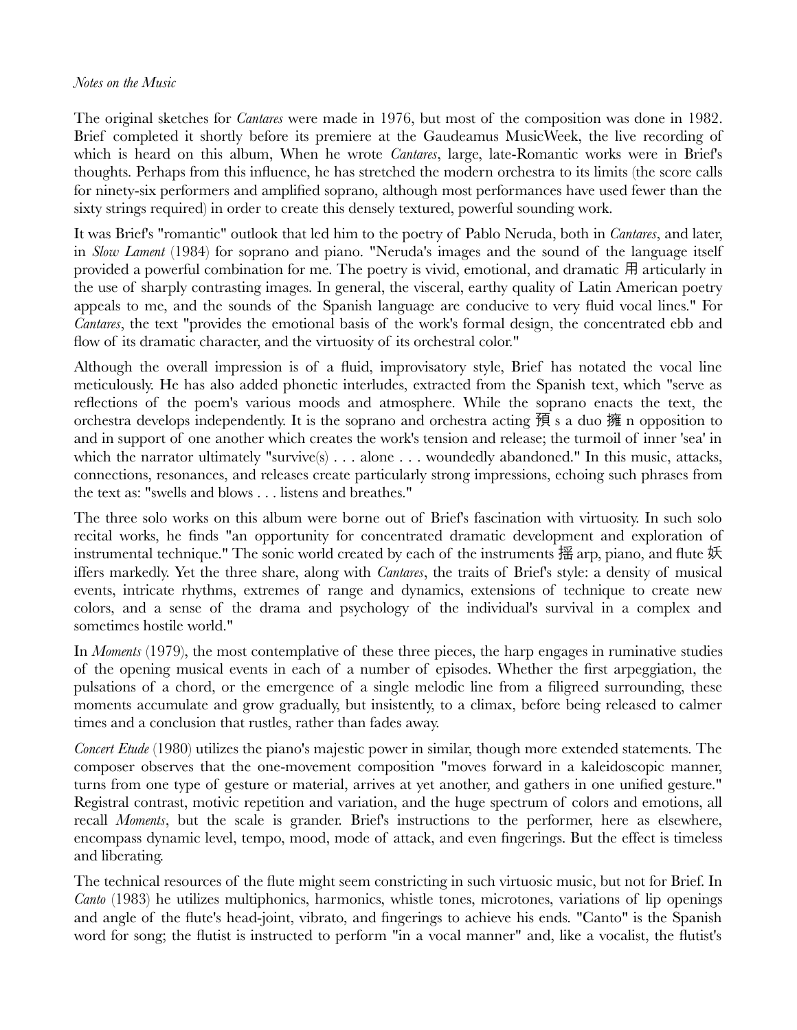*Notes on the Music*

The original sketches for *Cantares* were made in 1976, but most of the composition was done in 1982. Brief completed it shortly before its premiere at the Gaudeamus MusicWeek, the live recording of which is heard on this album, When he wrote *Cantares*, large, late-Romantic works were in Brief's thoughts. Perhaps from this influence, he has stretched the modern orchestra to its limits (the score calls for ninety-six performers and amplified soprano, although most performances have used fewer than the sixty strings required) in order to create this densely textured, powerful sounding work.

It was Brief's "romantic" outlook that led him to the poetry of Pablo Neruda, both in *Cantares*, and later, in *Slow Lament* (1984) for soprano and piano. "Neruda's images and the sound of the language itself provided a powerful combination for me. The poetry is vivid, emotional, and dramatic 用 articularly in the use of sharply contrasting images. In general, the visceral, earthy quality of Latin American poetry appeals to me, and the sounds of the Spanish language are conducive to very fluid vocal lines." For *Cantares*, the text "provides the emotional basis of the work's formal design, the concentrated ebb and flow of its dramatic character, and the virtuosity of its orchestral color."

Although the overall impression is of a fluid, improvisatory style, Brief has notated the vocal line meticulously. He has also added phonetic interludes, extracted from the Spanish text, which "serve as reflections of the poem's various moods and atmosphere. While the soprano enacts the text, the orchestra develops independently. It is the soprano and orchestra acting 預 s a duo 擁 n opposition to and in support of one another which creates the work's tension and release; the turmoil of inner 'sea' in which the narrator ultimately "survive(s) . . . alone . . . woundedly abandoned." In this music, attacks, connections, resonances, and releases create particularly strong impressions, echoing such phrases from the text as: "swells and blows . . . listens and breathes."

The three solo works on this album were borne out of Brief's fascination with virtuosity. In such solo recital works, he finds "an opportunity for concentrated dramatic development and exploration of instrumental technique." The sonic world created by each of the instruments 揺 arp, piano, and flute 妖 iffers markedly. Yet the three share, along with *Cantares*, the traits of Brief's style: a density of musical events, intricate rhythms, extremes of range and dynamics, extensions of technique to create new colors, and a sense of the drama and psychology of the individual's survival in a complex and sometimes hostile world."

In *Moments* (1979), the most contemplative of these three pieces, the harp engages in ruminative studies of the opening musical events in each of a number of episodes. Whether the first arpeggiation, the pulsations of a chord, or the emergence of a single melodic line from a filigreed surrounding, these moments accumulate and grow gradually, but insistently, to a climax, before being released to calmer times and a conclusion that rustles, rather than fades away.

*Concert Etude* (1980) utilizes the piano's majestic power in similar, though more extended statements. The composer observes that the one-movement composition "moves forward in a kaleidoscopic manner, turns from one type of gesture or material, arrives at yet another, and gathers in one unified gesture." Registral contrast, motivic repetition and variation, and the huge spectrum of colors and emotions, all recall *Moments*, but the scale is grander. Brief's instructions to the performer, here as elsewhere, encompass dynamic level, tempo, mood, mode of attack, and even fingerings. But the effect is timeless and liberating.

The technical resources of the flute might seem constricting in such virtuosic music, but not for Brief. In *Canto* (1983) he utilizes multiphonics, harmonics, whistle tones, microtones, variations of lip openings and angle of the flute's head-joint, vibrato, and fingerings to achieve his ends. "Canto" is the Spanish word for song; the flutist is instructed to perform "in a vocal manner" and, like a vocalist, the flutist's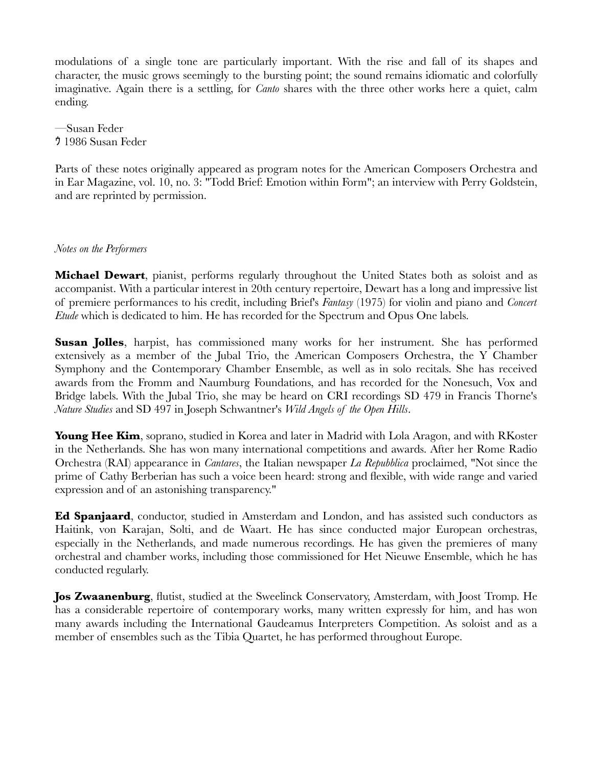modulations of a single tone are particularly important. With the rise and fall of its shapes and character, the music grows seemingly to the bursting point; the sound remains idiomatic and colorfully imaginative. Again there is a settling, for *Canto* shares with the three other works here a quiet, calm ending.

—Susan Feder
ⓒ 1986 Susan Feder

Parts of these notes originally appeared as program notes for the American Composers Orchestra and in Ear Magazine, vol. 10, no. 3: "Todd Brief: Emotion within Form"; an interview with Perry Goldstein, and are reprinted by permission.

*Notes on the Performers*

**Michael Dewart**, pianist, performs regularly throughout the United States both as soloist and as accompanist. With a particular interest in 20th century repertoire, Dewart has a long and impressive list of premiere performances to his credit, including Brief's *Fantasy* (1975) for violin and piano and *Concert Etude* which is dedicated to him. He has recorded for the Spectrum and Opus One labels.

**Susan Jolles**, harpist, has commissioned many works for her instrument. She has performed extensively as a member of the Jubal Trio, the American Composers Orchestra, the Y Chamber Symphony and the Contemporary Chamber Ensemble, as well as in solo recitals. She has received awards from the Fromm and Naumburg Foundations, and has recorded for the Nonesuch, Vox and Bridge labels. With the Jubal Trio, she may be heard on CRI recordings SD 479 in Francis Thorne's *Nature Studies* and SD 497 in Joseph Schwantner's *Wild Angels of the Open Hills*.

**Young Hee Kim**, soprano, studied in Korea and later in Madrid with Lola Aragon, and with RKoster in the Netherlands. She has won many international competitions and awards. After her Rome Radio Orchestra (RAI) appearance in *Cantares*, the Italian newspaper *La Repubblica* proclaimed, "Not since the prime of Cathy Berberian has such a voice been heard: strong and flexible, with wide range and varied expression and of an astonishing transparency."

**Ed Spanjaard**, conductor, studied in Amsterdam and London, and has assisted such conductors as Haitink, von Karajan, Solti, and de Waart. He has since conducted major European orchestras, especially in the Netherlands, and made numerous recordings. He has given the premieres of many orchestral and chamber works, including those commissioned for Het Nieuwe Ensemble, which he has conducted regularly.

**Jos Zwaanenburg**, flutist, studied at the Sweelinck Conservatory, Amsterdam, with Joost Tromp. He has a considerable repertoire of contemporary works, many written expressly for him, and has won many awards including the International Gaudeamus Interpreters Competition. As soloist and as a member of ensembles such as the Tibia Quartet, he has performed throughout Europe.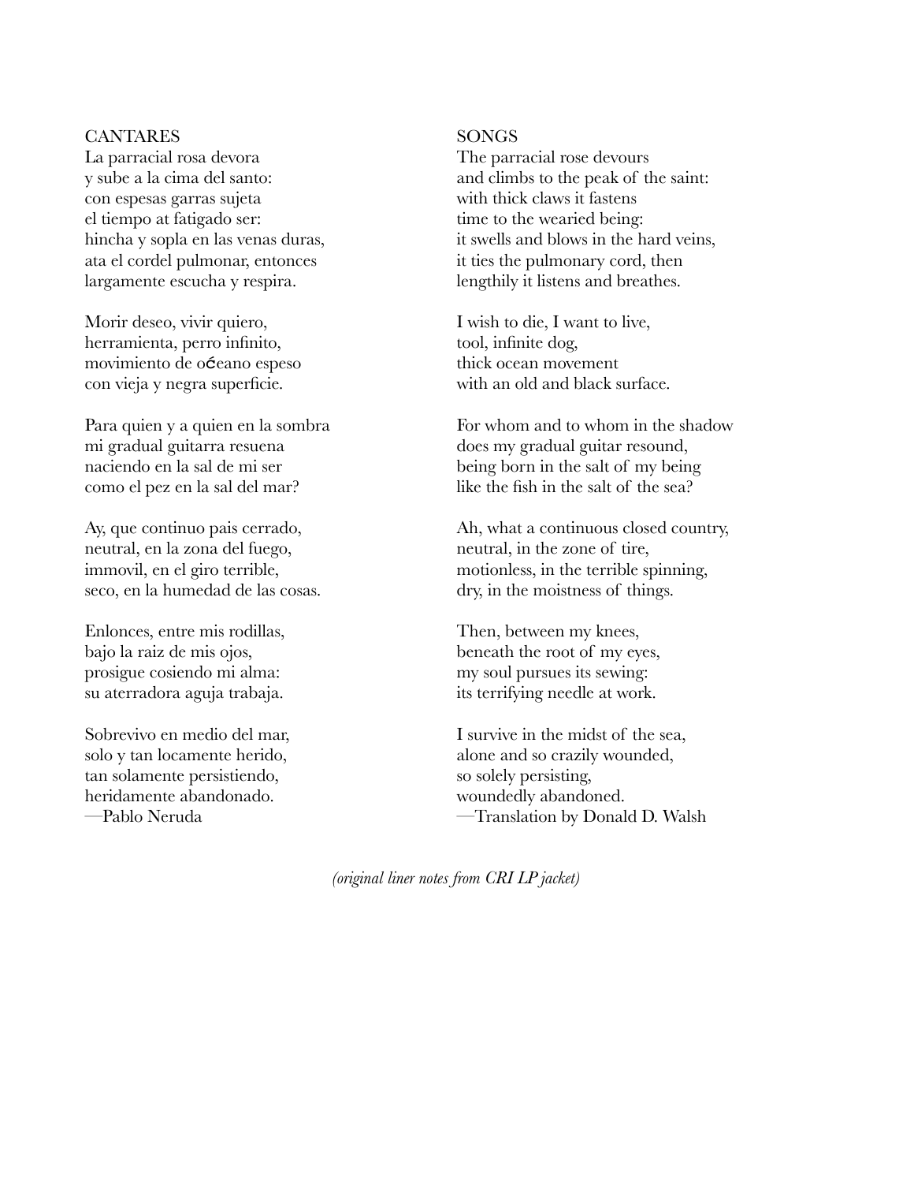CANTARES

La parracial rosa devora
y sube a la cima del santo:
con espesas garras sujeta
el tiempo at fatigado ser:
hincha y sopla en las venas duras,
ata el cordel pulmonar, entonces
largamente escucha y respira.

Morir deseo, vivir quiero,
herramienta, perro infinito,
movimiento de océano espeso
con vieja y negra superficie.

Para quien y a quien en la sombra
mi gradual guitarra resuena
naciendo en la sal de mi ser
como el pez en la sal del mar?

Ay, que continuo pais cerrado,
neutral, en la zona del fuego,
immovil, en el giro terrible,
seco, en la humedad de las cosas.

Enlonces, entre mis rodillas,
bajo la raiz de mis ojos,
prosigue cosiendo mi alma:
su aterradora aguja trabaja.

Sobrevivo en medio del mar,
solo y tan locamente herido,
tan solamente persistiendo,
heridamente abandonado.
—Pablo Neruda

SONGS

The parracial rose devours
and climbs to the peak of the saint:
with thick claws it fastens
time to the wearied being:
it swells and blows in the hard veins,
it ties the pulmonary cord, then
lengthily it listens and breathes.

I wish to die, I want to live,
tool, infinite dog,
thick ocean movement
with an old and black surface.

For whom and to whom in the shadow
does my gradual guitar resound,
being born in the salt of my being
like the fish in the salt of the sea?

Ah, what a continuous closed country,
neutral, in the zone of tire,
motionless, in the terrible spinning,
dry, in the moistness of things.

Then, between my knees,
beneath the root of my eyes,
my soul pursues its sewing:
its terrifying needle at work.

I survive in the midst of the sea,
alone and so crazily wounded,
so solely persisting,
woundedly abandoned.
—Translation by Donald D. Walsh

*(original liner notes from CRI LP jacket)*